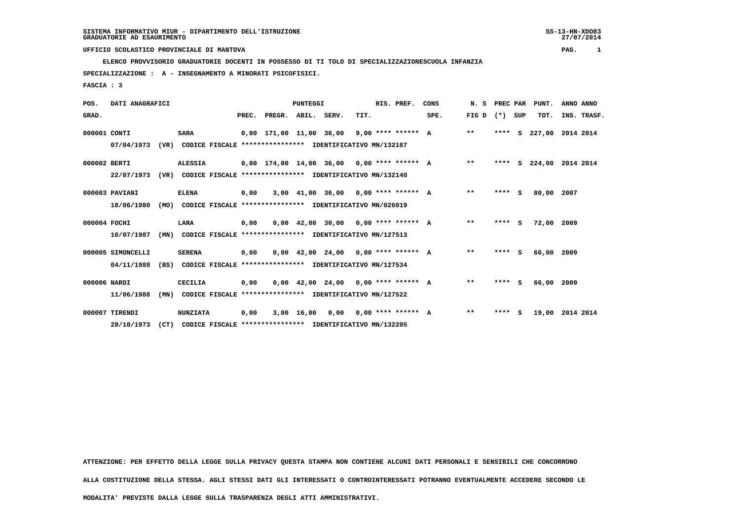SISTEMA INFORMATIVO MIUR - DIPARTIMENTO DELL'ISTRUZIONE
GRADUATORIE AD ESAURIMENTO

UFFICIO SCOLASTICO PROVINCIALE DI MANTOVA

**ELENCO PROVVISORIO GRADUATORIE DOCENTI IN POSSESSO DI TI TOLO DI SPECIALIZZAZIONESCUOLA INFANZIA**

**SPECIALIZZAZIONE : A - INSEGNAMENTO A MINORATI PSICOFISICI.**

**FASCIA : 3**

| POS. GRAD. | DATI ANAGRAFICI | | | PREC. | PREGR. | ABIL. | SERV. | TIT. | RIS. PREF. | CONS SPE. | N. S FIG D | PREC (*) | PAR SUP | PUNT. TOT. | ANNO INS. | ANNO TRASF. |
|---|---|---|---|---|---|---|---|---|---|---|---|---|---|---|---|---|
| 000001 | CONTI | SARA | | 0,00 | 171,00 | 11,00 | 36,00 | 9,00 | **** ****** | A | ** | **** | S | 227,00 | 2014 | 2014 |
| | 07/04/1973 (VR) | CODICE FISCALE **************** | IDENTIFICATIVO MN/132187 | | | | | | | | | | | | | |
| 000002 | BERTI | ALESSIA | | 0,00 | 174,00 | 14,00 | 36,00 | 0,00 | **** ****** | A | ** | **** | S | 224,00 | 2014 | 2014 |
| | 22/07/1973 (VR) | CODICE FISCALE **************** | IDENTIFICATIVO MN/132140 | | | | | | | | | | | | | |
| 000003 | PAVIANI | ELENA | | 0,00 | 3,00 | 41,00 | 36,00 | 0,00 | **** ****** | A | ** | **** | S | 80,00 | 2007 | |
| | 18/06/1980 (MO) | CODICE FISCALE **************** | IDENTIFICATIVO MN/026019 | | | | | | | | | | | | | |
| 000004 | FOCHI | LARA | | 0,00 | 0,00 | 42,00 | 30,00 | 0,00 | **** ****** | A | ** | **** | S | 72,00 | 2009 | |
| | 10/07/1987 (MN) | CODICE FISCALE **************** | IDENTIFICATIVO MN/127513 | | | | | | | | | | | | | |
| 000005 | SIMONCELLI | SERENA | | 0,00 | 0,00 | 42,00 | 24,00 | 0,00 | **** ****** | A | ** | **** | S | 66,00 | 2009 | |
| | 04/11/1988 (BS) | CODICE FISCALE **************** | IDENTIFICATIVO MN/127534 | | | | | | | | | | | | | |
| 000006 | NARDI | CECILIA | | 0,00 | 0,00 | 42,00 | 24,00 | 0,00 | **** ****** | A | ** | **** | S | 66,00 | 2009 | |
| | 11/06/1988 (MN) | CODICE FISCALE **************** | IDENTIFICATIVO MN/127522 | | | | | | | | | | | | | |
| 000007 | TIRENDI | NUNZIATA | | 0,00 | 3,00 | 16,00 | 0,00 | 0,00 | **** ****** | A | ** | **** | S | 19,00 | 2014 | 2014 |
| | 28/10/1973 (CT) | CODICE FISCALE **************** | IDENTIFICATIVO MN/132205 | | | | | | | | | | | | | |

ATTENZIONE: PER EFFETTO DELLA LEGGE SULLA PRIVACY QUESTA STAMPA NON CONTIENE ALCUNI DATI PERSONALI E SENSIBILI CHE CONCORRONO ALLA COSTITUZIONE DELLA STESSA. AGLI STESSI DATI GLI INTERESSATI O CONTROINTERESSATI POTRANNO EVENTUALMENTE ACCEDERE SECONDO LE MODALITA' PREVISTE DALLA LEGGE SULLA TRASPARENZA DEGLI ATTI AMMINISTRATIVI.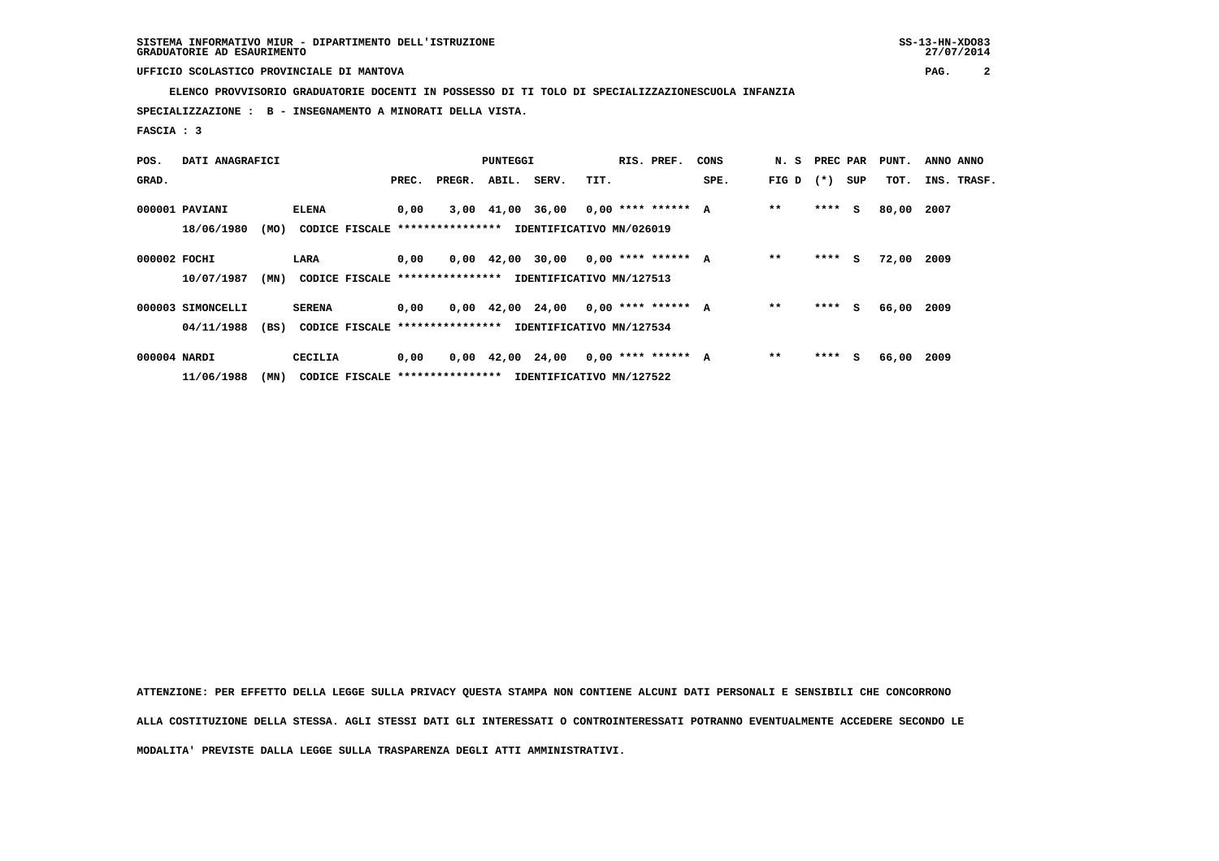SISTEMA INFORMATIVO MIUR - DIPARTIMENTO DELL'ISTRUZIONE
GRADUATORIE AD ESAURIMENTO

UFFICIO SCOLASTICO PROVINCIALE DI MANTOVA

**ELENCO PROVVISORIO GRADUATORIE DOCENTI IN POSSESSO DI TI TOLO DI SPECIALIZZAZIONESCUOLA INFANZIA**

**SPECIALIZZAZIONE : B - INSEGNAMENTO A MINORATI DELLA VISTA.**

**FASCIA : 3**

| POS. GRAD. | DATI ANAGRAFICI | | PREC. | PREGR. | ABIL. | SERV. | TIT. | RIS. PREF. | CONS SPE. | N. S FIG D | PREC PAR (*) | SUP | PUNT. TOT. | ANNO INS. | ANNO TRASF. |
|---|---|---|---|---|---|---|---|---|---|---|---|---|---|---|---|
| 000001 | PAVIANI | ELENA | 0,00 | 3,00 | 41,00 | 36,00 | 0,00 | **** ****** | A | ** | **** | S | 80,00 | 2007 | |
| | 18/06/1980 (MO) | CODICE FISCALE **************** IDENTIFICATIVO MN/026019 | | | | | | | | | | | | | |
| 000002 | FOCHI | LARA | 0,00 | 0,00 | 42,00 | 30,00 | 0,00 | **** ****** | A | ** | **** | S | 72,00 | 2009 | |
| | 10/07/1987 (MN) | CODICE FISCALE **************** IDENTIFICATIVO MN/127513 | | | | | | | | | | | | | |
| 000003 | SIMONCELLI | SERENA | 0,00 | 0,00 | 42,00 | 24,00 | 0,00 | **** ****** | A | ** | **** | S | 66,00 | 2009 | |
| | 04/11/1988 (BS) | CODICE FISCALE **************** IDENTIFICATIVO MN/127534 | | | | | | | | | | | | | |
| 000004 | NARDI | CECILIA | 0,00 | 0,00 | 42,00 | 24,00 | 0,00 | **** ****** | A | ** | **** | S | 66,00 | 2009 | |
| | 11/06/1988 (MN) | CODICE FISCALE **************** IDENTIFICATIVO MN/127522 | | | | | | | | | | | | | |

**ATTENZIONE: PER EFFETTO DELLA LEGGE SULLA PRIVACY QUESTA STAMPA NON CONTIENE ALCUNI DATI PERSONALI E SENSIBILI CHE CONCORRONO ALLA COSTITUZIONE DELLA STESSA. AGLI STESSI DATI GLI INTERESSATI O CONTROINTERESSATI POTRANNO EVENTUALMENTE ACCEDERE SECONDO LE MODALITA' PREVISTE DALLA LEGGE SULLA TRASPARENZA DEGLI ATTI AMMINISTRATIVI.**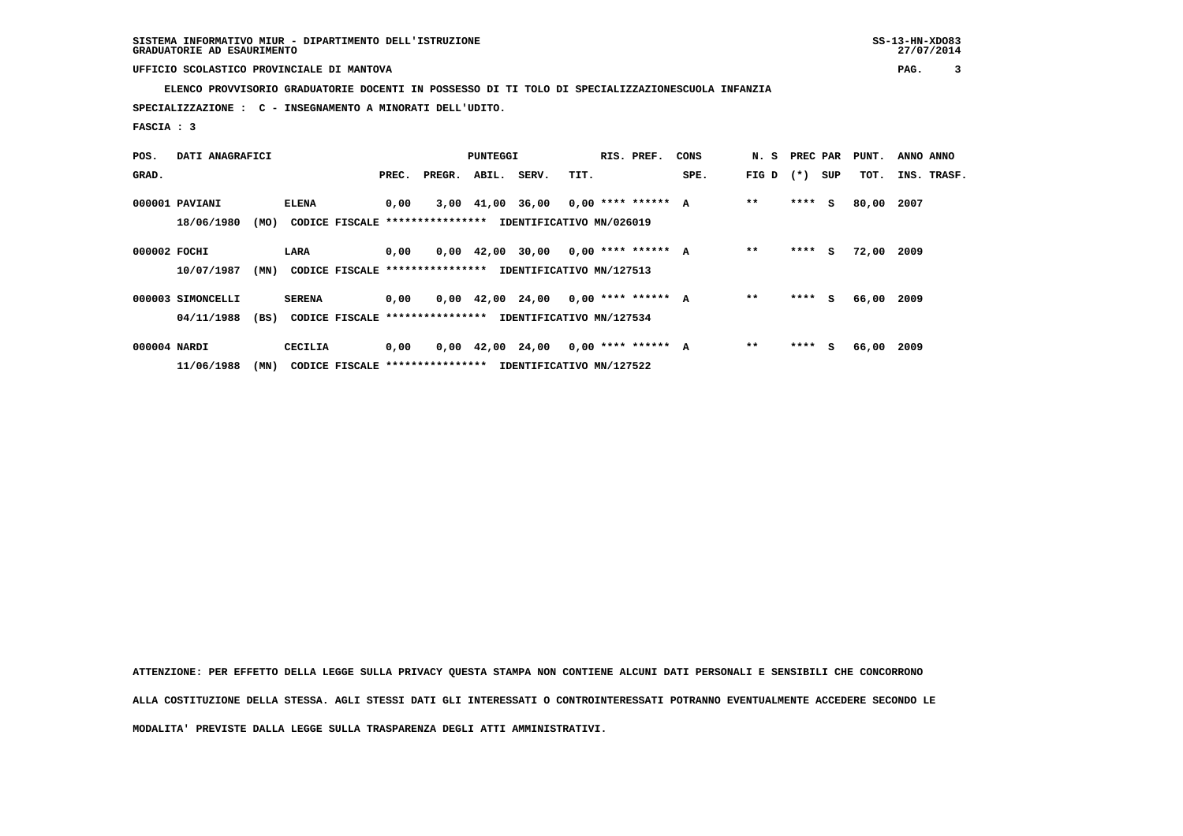SISTEMA INFORMATIVO MIUR - DIPARTIMENTO DELL'ISTRUZIONE
GRADUATORIE AD ESAURIMENTO

UFFICIO SCOLASTICO PROVINCIALE DI MANTOVA

**ELENCO PROVVISORIO GRADUATORIE DOCENTI IN POSSESSO DI TI TOLO DI SPECIALIZZAZIONESCUOLA INFANZIA**

**SPECIALIZZAZIONE : C - INSEGNAMENTO A MINORATI DELL'UDITO.**

**FASCIA : 3**

| POS. GRAD. | DATI ANAGRAFICI | | PUNTEGGI PREC. | PREGR. | ABIL. | SERV. | TIT. | RIS. PREF. | CONS SPE. | N. S FIG D | PREC PAR (*) | SUP | PUNT. TOT. | ANNO INS. | ANNO TRASF. |
|---|---|---|---|---|---|---|---|---|---|---|---|---|---|---|---|
| 000001 | PAVIANI | ELENA | 0,00 | 3,00 | 41,00 | 36,00 | 0,00 | **** ****** | A | ** | **** | S | 80,00 | 2007 | |
| | 18/06/1980 (MO) | CODICE FISCALE **************** | IDENTIFICATIVO MN/026019 | | | | | | | | | | | | |
| 000002 | FOCHI | LARA | 0,00 | 0,00 | 42,00 | 30,00 | 0,00 | **** ****** | A | ** | **** | S | 72,00 | 2009 | |
| | 10/07/1987 (MN) | CODICE FISCALE **************** | IDENTIFICATIVO MN/127513 | | | | | | | | | | | | |
| 000003 | SIMONCELLI | SERENA | 0,00 | 0,00 | 42,00 | 24,00 | 0,00 | **** ****** | A | ** | **** | S | 66,00 | 2009 | |
| | 04/11/1988 (BS) | CODICE FISCALE **************** | IDENTIFICATIVO MN/127534 | | | | | | | | | | | | |
| 000004 | NARDI | CECILIA | 0,00 | 0,00 | 42,00 | 24,00 | 0,00 | **** ****** | A | ** | **** | S | 66,00 | 2009 | |
| | 11/06/1988 (MN) | CODICE FISCALE **************** | IDENTIFICATIVO MN/127522 | | | | | | | | | | | | |

ATTENZIONE: PER EFFETTO DELLA LEGGE SULLA PRIVACY QUESTA STAMPA NON CONTIENE ALCUNI DATI PERSONALI E SENSIBILI CHE CONCORRONO ALLA COSTITUZIONE DELLA STESSA. AGLI STESSI DATI GLI INTERESSATI O CONTROINTERESSATI POTRANNO EVENTUALMENTE ACCEDERE SECONDO LE MODALITA' PREVISTE DALLA LEGGE SULLA TRASPARENZA DEGLI ATTI AMMINISTRATIVI.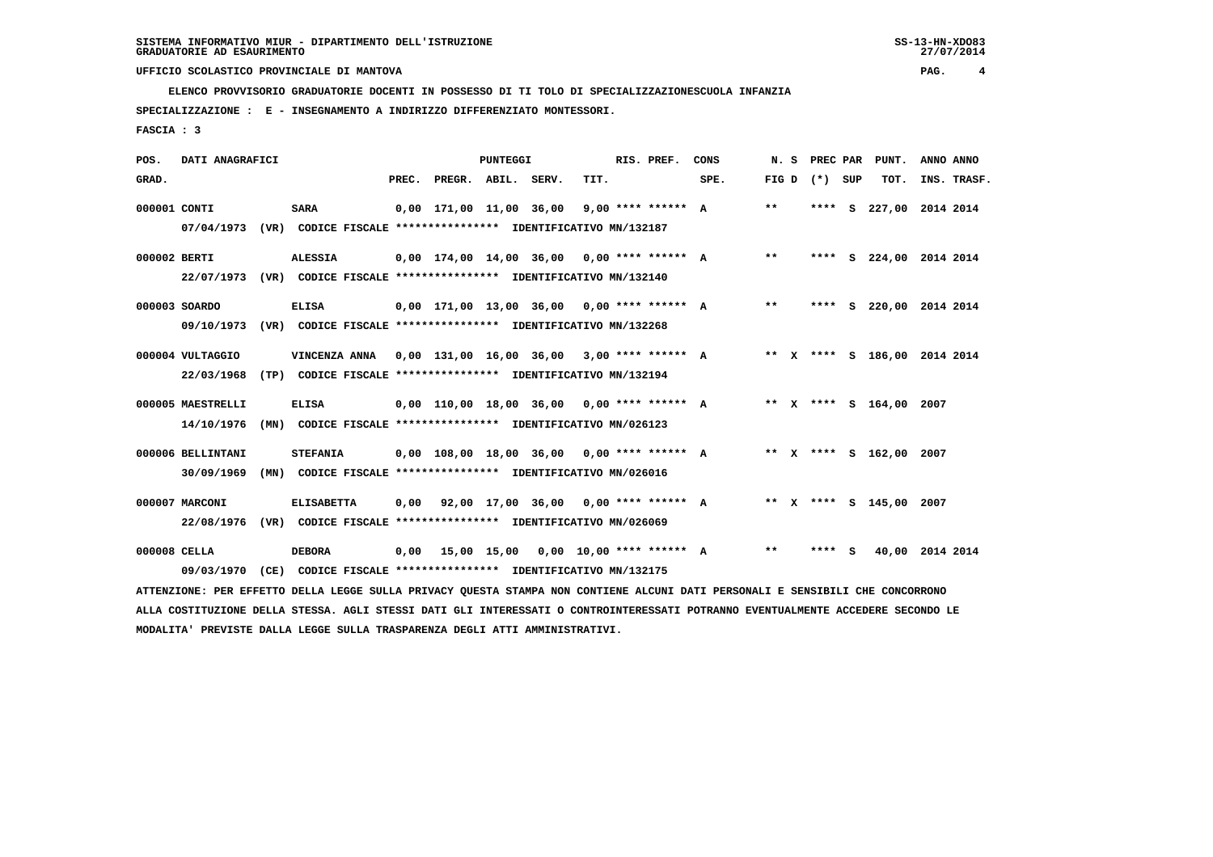**SISTEMA INFORMATIVO MIUR - DIPARTIMENTO DELL'ISTRUZIONE**
**GRADUATORIE AD ESAURIMENTO**

**UFFICIO SCOLASTICO PROVINCIALE DI MANTOVA**

**ELENCO PROVVISORIO GRADUATORIE DOCENTI IN POSSESSO DI TI TOLO DI SPECIALIZZAZIONESCUOLA INFANZIA**

**SPECIALIZZAZIONE : E - INSEGNAMENTO A INDIRIZZO DIFFERENZIATO MONTESSORI.**

**FASCIA : 3**

| POS. GRAD. | DATI ANAGRAFICI | | PREC. | PREGR. | ABIL. | SERV. | TIT. | RIS. PREF. | CONS SPE. | N. S FIG D | PREC PAR (*) | SUP | PUNT. TOT. | ANNO INS. | ANNO TRASF. |
|---|---|---|---|---|---|---|---|---|---|---|---|---|---|---|---|
| 000001 | CONTI | SARA | 0,00 | 171,00 | 11,00 | 36,00 | 9,00 | **** ****** | A | ** | **** | S | 227,00 | 2014 | 2014 |
| | 07/04/1973 (VR) CODICE FISCALE **************** IDENTIFICATIVO MN/132187 | | | | | | | | | | | | | | |
| 000002 | BERTI | ALESSIA | 0,00 | 174,00 | 14,00 | 36,00 | 0,00 | **** ****** | A | ** | **** | S | 224,00 | 2014 | 2014 |
| | 22/07/1973 (VR) CODICE FISCALE **************** IDENTIFICATIVO MN/132140 | | | | | | | | | | | | | | |
| 000003 | SOARDO | ELISA | 0,00 | 171,00 | 13,00 | 36,00 | 0,00 | **** ****** | A | ** | **** | S | 220,00 | 2014 | 2014 |
| | 09/10/1973 (VR) CODICE FISCALE **************** IDENTIFICATIVO MN/132268 | | | | | | | | | | | | | | |
| 000004 | VULTAGGIO | VINCENZA ANNA | 0,00 | 131,00 | 16,00 | 36,00 | 3,00 | **** ****** | A | ** X | **** | S | 186,00 | 2014 | 2014 |
| | 22/03/1968 (TP) CODICE FISCALE **************** IDENTIFICATIVO MN/132194 | | | | | | | | | | | | | | |
| 000005 | MAESTRELLI | ELISA | 0,00 | 110,00 | 18,00 | 36,00 | 0,00 | **** ****** | A | ** X | **** | S | 164,00 | 2007 | |
| | 14/10/1976 (MN) CODICE FISCALE **************** IDENTIFICATIVO MN/026123 | | | | | | | | | | | | | | |
| 000006 | BELLINTANI | STEFANIA | 0,00 | 108,00 | 18,00 | 36,00 | 0,00 | **** ****** | A | ** X | **** | S | 162,00 | 2007 | |
| | 30/09/1969 (MN) CODICE FISCALE **************** IDENTIFICATIVO MN/026016 | | | | | | | | | | | | | | |
| 000007 | MARCONI | ELISABETTA | 0,00 | 92,00 | 17,00 | 36,00 | 0,00 | **** ****** | A | ** X | **** | S | 145,00 | 2007 | |
| | 22/08/1976 (VR) CODICE FISCALE **************** IDENTIFICATIVO MN/026069 | | | | | | | | | | | | | | |
| 000008 | CELLA | DEBORA | 0,00 | 15,00 | 15,00 | 0,00 | 10,00 | **** ****** | A | ** | **** | S | 40,00 | 2014 | 2014 |
| | 09/03/1970 (CE) CODICE FISCALE **************** IDENTIFICATIVO MN/132175 | | | | | | | | | | | | | | |

ATTENZIONE: PER EFFETTO DELLA LEGGE SULLA PRIVACY QUESTA STAMPA NON CONTIENE ALCUNI DATI PERSONALI E SENSIBILI CHE CONCORRONO ALLA COSTITUZIONE DELLA STESSA. AGLI STESSI DATI GLI INTERESSATI O CONTROINTERESSATI POTRANNO EVENTUALMENTE ACCEDERE SECONDO LE MODALITA' PREVISTE DALLA LEGGE SULLA TRASPARENZA DEGLI ATTI AMMINISTRATIVI.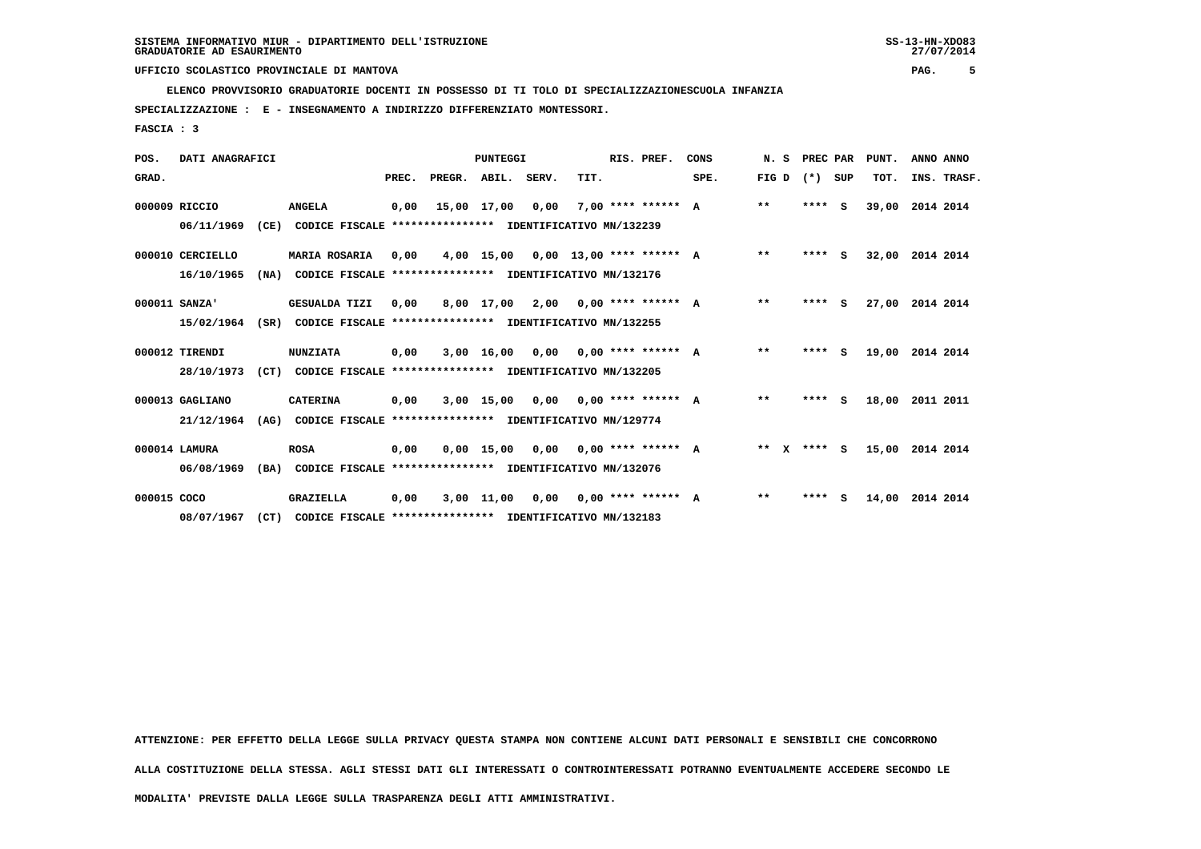UFFICIO SCOLASTICO PROVINCIALE DI MANTOVA

ELENCO PROVVISORIO GRADUATORIE DOCENTI IN POSSESSO DI TI TOLO DI SPECIALIZZAZIONESCUOLA INFANZIA

SPECIALIZZAZIONE : E - INSEGNAMENTO A INDIRIZZO DIFFERENZIATO MONTESSORI.

FASCIA : 3

| POS. GRAD. | DATI ANAGRAFICI | | PREC. | PREGR. | ABIL. | SERV. | TIT. | RIS. PREF. | CONS SPE. | N. S FIG D | PREC PAR (*) | SUP | PUNT. TOT. | ANNO INS. | ANNO TRASF. |
|---|---|---|---|---|---|---|---|---|---|---|---|---|---|---|---|
| 000009 | RICCIO | ANGELA | 0,00 | 15,00 | 17,00 | 0,00 | 7,00 | **** ****** | A | ** | **** | S | 39,00 | 2014 | 2014 |
| | 06/11/1969 (CE) | CODICE FISCALE **************** IDENTIFICATIVO MN/132239 | | | | | | | | | | | | | |
| 000010 | CERCIELLO | MARIA ROSARIA | 0,00 | 4,00 | 15,00 | 0,00 | 13,00 | **** ****** | A | ** | **** | S | 32,00 | 2014 | 2014 |
| | 16/10/1965 (NA) | CODICE FISCALE **************** IDENTIFICATIVO MN/132176 | | | | | | | | | | | | | |
| 000011 | SANZA' | GESUALDA TIZI | 0,00 | 8,00 | 17,00 | 2,00 | 0,00 | **** ****** | A | ** | **** | S | 27,00 | 2014 | 2014 |
| | 15/02/1964 (SR) | CODICE FISCALE **************** IDENTIFICATIVO MN/132255 | | | | | | | | | | | | | |
| 000012 | TIRENDI | NUNZIATA | 0,00 | 3,00 | 16,00 | 0,00 | 0,00 | **** ****** | A | ** | **** | S | 19,00 | 2014 | 2014 |
| | 28/10/1973 (CT) | CODICE FISCALE **************** IDENTIFICATIVO MN/132205 | | | | | | | | | | | | | |
| 000013 | GAGLIANO | CATERINA | 0,00 | 3,00 | 15,00 | 0,00 | 0,00 | **** ****** | A | ** | **** | S | 18,00 | 2011 | 2011 |
| | 21/12/1964 (AG) | CODICE FISCALE **************** IDENTIFICATIVO MN/129774 | | | | | | | | | | | | | |
| 000014 | LAMURA | ROSA | 0,00 | 0,00 | 15,00 | 0,00 | 0,00 | **** ****** | A | ** X | **** | S | 15,00 | 2014 | 2014 |
| | 06/08/1969 (BA) | CODICE FISCALE **************** IDENTIFICATIVO MN/132076 | | | | | | | | | | | | | |
| 000015 | COCO | GRAZIELLA | 0,00 | 3,00 | 11,00 | 0,00 | 0,00 | **** ****** | A | ** | **** | S | 14,00 | 2014 | 2014 |
| | 08/07/1967 (CT) | CODICE FISCALE **************** IDENTIFICATIVO MN/132183 | | | | | | | | | | | | | |

ATTENZIONE: PER EFFETTO DELLA LEGGE SULLA PRIVACY QUESTA STAMPA NON CONTIENE ALCUNI DATI PERSONALI E SENSIBILI CHE CONCORRONO ALLA COSTITUZIONE DELLA STESSA. AGLI STESSI DATI GLI INTERESSATI O CONTROINTERESSATI POTRANNO EVENTUALMENTE ACCEDERE SECONDO LE MODALITA' PREVISTE DALLA LEGGE SULLA TRASPARENZA DEGLI ATTI AMMINISTRATIVI.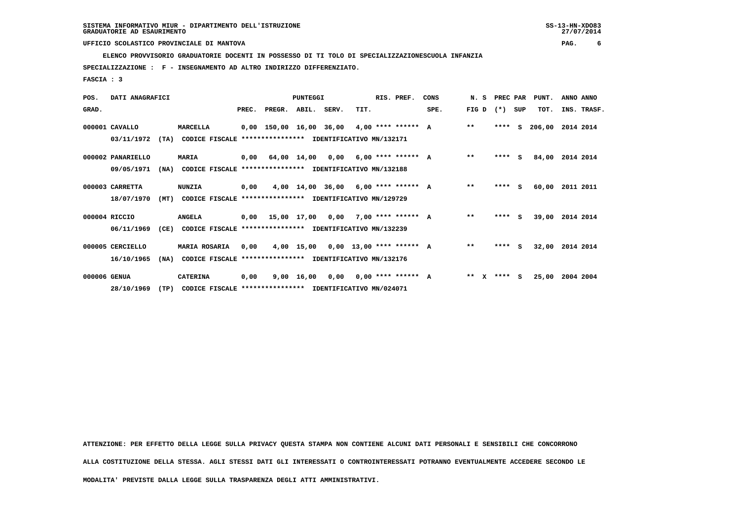SISTEMA INFORMATIVO MIUR - DIPARTIMENTO DELL'ISTRUZIONE
GRADUATORIE AD ESAURIMENTO

UFFICIO SCOLASTICO PROVINCIALE DI MANTOVA

**ELENCO PROVVISORIO GRADUATORIE DOCENTI IN POSSESSO DI TI TOLO DI SPECIALIZZAZIONESCUOLA INFANZIA**

**SPECIALIZZAZIONE : F - INSEGNAMENTO AD ALTRO INDIRIZZO DIFFERENZIATO.**

**FASCIA : 3**

| POS. GRAD. | DATI ANAGRAFICI | | PUNTEGGI PREC. | PREGR. | ABIL. | SERV. | TIT. | RIS. PREF. | CONS SPE. | N. S FIG D | PREC PAR (*) | SUP | PUNT. TOT. | ANNO INS. | ANNO TRASF. |
|---|---|---|---|---|---|---|---|---|---|---|---|---|---|---|---|
| 000001 | CAVALLO | MARCELLA | 0,00 | 150,00 | 16,00 | 36,00 | 4,00 | **** ****** | A | ** | **** | S | 206,00 | 2014 | 2014 |
| | 03/11/1972 (TA) | CODICE FISCALE **************** IDENTIFICATIVO MN/132171 | | | | | | | | | | | | | |
| 000002 | PANARIELLO | MARIA | 0,00 | 64,00 | 14,00 | 0,00 | 6,00 | **** ****** | A | ** | **** | S | 84,00 | 2014 | 2014 |
| | 09/05/1971 (NA) | CODICE FISCALE **************** IDENTIFICATIVO MN/132188 | | | | | | | | | | | | | |
| 000003 | CARRETTA | NUNZIA | 0,00 | 4,00 | 14,00 | 36,00 | 6,00 | **** ****** | A | ** | **** | S | 60,00 | 2011 | 2011 |
| | 18/07/1970 (MT) | CODICE FISCALE **************** IDENTIFICATIVO MN/129729 | | | | | | | | | | | | | |
| 000004 | RICCIO | ANGELA | 0,00 | 15,00 | 17,00 | 0,00 | 7,00 | **** ****** | A | ** | **** | S | 39,00 | 2014 | 2014 |
| | 06/11/1969 (CE) | CODICE FISCALE **************** IDENTIFICATIVO MN/132239 | | | | | | | | | | | | | |
| 000005 | CERCIELLO | MARIA ROSARIA | 0,00 | 4,00 | 15,00 | 0,00 | 13,00 | **** ****** | A | ** | **** | S | 32,00 | 2014 | 2014 |
| | 16/10/1965 (NA) | CODICE FISCALE **************** IDENTIFICATIVO MN/132176 | | | | | | | | | | | | | |
| 000006 | GENUA | CATERINA | 0,00 | 9,00 | 16,00 | 0,00 | 0,00 | **** ****** | A | ** X | **** | S | 25,00 | 2004 | 2004 |
| | 28/10/1969 (TP) | CODICE FISCALE **************** IDENTIFICATIVO MN/024071 | | | | | | | | | | | | | |

**ATTENZIONE: PER EFFETTO DELLA LEGGE SULLA PRIVACY QUESTA STAMPA NON CONTIENE ALCUNI DATI PERSONALI E SENSIBILI CHE CONCORRONO ALLA COSTITUZIONE DELLA STESSA. AGLI STESSI DATI GLI INTERESSATI O CONTROINTERESSATI POTRANNO EVENTUALMENTE ACCEDERE SECONDO LE MODALITA' PREVISTE DALLA LEGGE SULLA TRASPARENZA DEGLI ATTI AMMINISTRATIVI.**